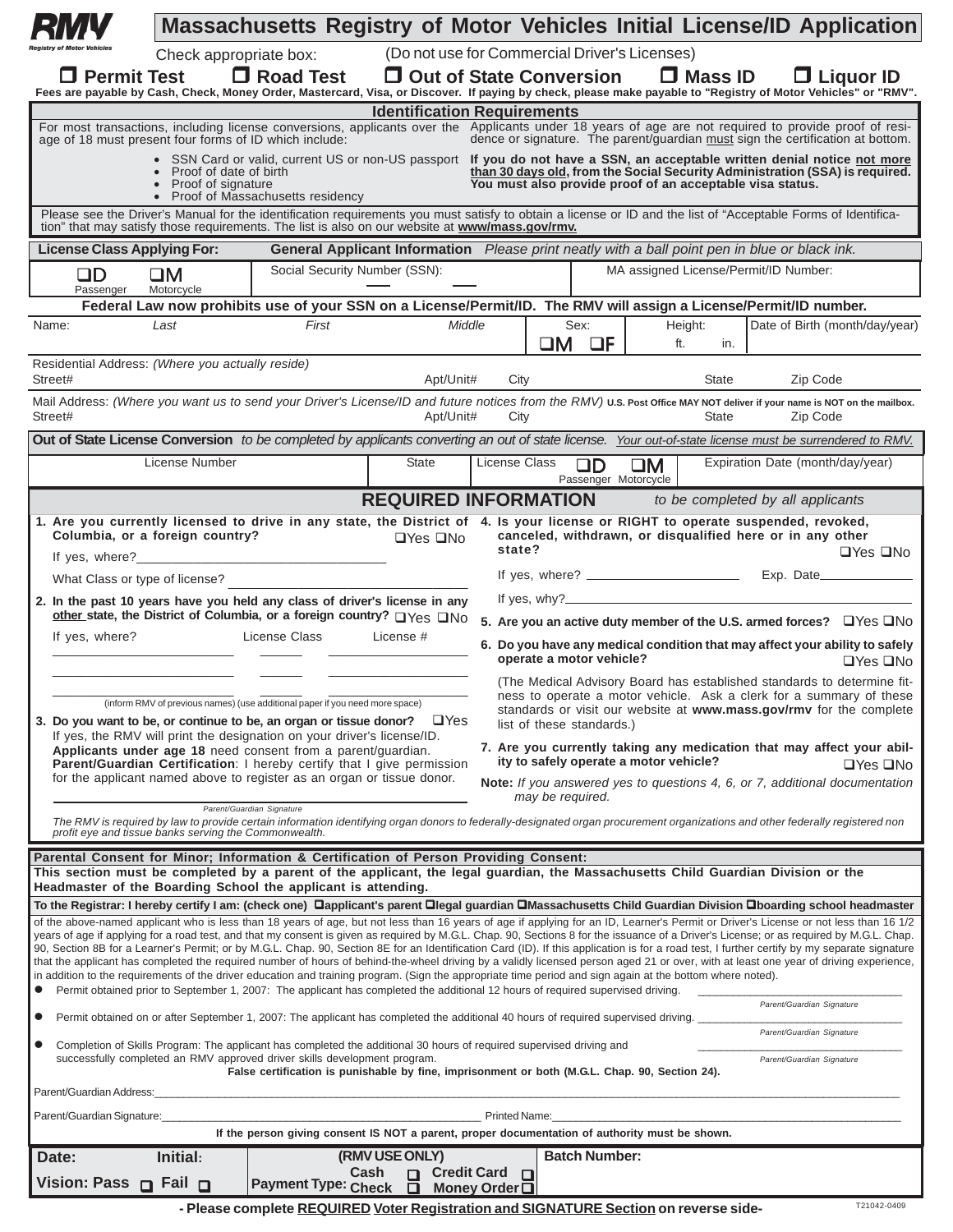RMV
Registry of Motor Vehicles

# Massachusetts Registry of Motor Vehicles Initial License/ID Application

Check appropriate box: (Do not use for Commercial Driver's Licenses)

❑ **Permit Test** ❑ **Road Test** ❑ **Out of State Conversion** ❑ **Mass ID** ❑ **Liquor ID**

**Fees are payable by Cash, Check, Money Order, Mastercard, Visa, or Discover. If paying by check, please make payable to "Registry of Motor Vehicles" or "RMV".**

## Identification Requirements

For most transactions, including license conversions, applicants over the age of 18 must present four forms of ID which include:

- SSN Card or valid, current US or non-US passport
- Proof of date of birth
- Proof of signature
- Proof of Massachusetts residency

Applicants under 18 years of age are not required to provide proof of residence or signature. The parent/guardian must sign the certification at bottom.

**If you do not have a SSN, an acceptable written denial notice not more than 30 days old, from the Social Security Administration (SSA) is required. You must also provide proof of an acceptable visa status.**

Please see the Driver's Manual for the identification requirements you must satisfy to obtain a license or ID and the list of "Acceptable Forms of Identification" that may satisfy those requirements. The list is also on our website at **www/mass.gov/rmv.**

**License Class Applying For:** **General Applicant Information** *Please print neatly with a ball point pen in blue or black ink.*

| ❑D Passenger ❑M Motorcycle | Social Security Number (SSN): ___ ___ | MA assigned License/Permit/ID Number: |
|---|---|---|

**Federal Law now prohibits use of your SSN on a License/Permit/ID. The RMV will assign a License/Permit/ID number.**

| Name: *Last* | *First* | *Middle* | Sex: ❑M ❑F | Height: ft. in. | Date of Birth (month/day/year) |
|---|---|---|---|---|---|

Residential Address: *(Where you actually reside)*

| Street# | Apt/Unit# | City | State | Zip Code |
|---|---|---|---|---|

Mail Address: *(Where you want us to send your Driver's License/ID and future notices from the RMV)* **U.S. Post Office MAY NOT deliver if your name is NOT on the mailbox.**

| Street# | Apt/Unit# | City | State | Zip Code |
|---|---|---|---|---|

**Out of State License Conversion** *to be completed by applicants converting an out of state license. Your out-of-state license must be surrendered to RMV.*

| License Number | State | License Class ❑D Passenger ❑M Motorcycle | Expiration Date (month/day/year) |
|---|---|---|---|

## REQUIRED INFORMATION *to be completed by all applicants*

1. **Are you currently licensed to drive in any state, the District of Columbia, or a foreign country?** ❑Yes ❑No
   If yes, where?____________________
   What Class or type of license? ____________________

2. **In the past 10 years have you held any class of driver's license in any other state, the District of Columbia, or a foreign country?** ❑Yes ❑No
   If yes, where? License Class License #
   (inform RMV of previous names) (use additional paper if you need more space)

3. **Do you want to be, or continue to be, an organ or tissue donor?** ❑Yes
   If yes, the RMV will print the designation on your driver's license/ID.
   **Applicants under age 18** need consent from a parent/guardian.
   **Parent/Guardian Certification**: I hereby certify that I give permission for the applicant named above to register as an organ or tissue donor.

   ____________________
   Parent/Guardian Signature

4. **Is your license or RIGHT to operate suspended, revoked, canceled, withdrawn, or disqualified here or in any other state?** ❑Yes ❑No
   If yes, where? ____________________ Exp. Date____________
   If yes, why?____________________

5. **Are you an active duty member of the U.S. armed forces?** ❑Yes ❑No

6. **Do you have any medical condition that may affect your ability to safely operate a motor vehicle?** ❑Yes ❑No
   (The Medical Advisory Board has established standards to determine fitness to operate a motor vehicle. Ask a clerk for a summary of these standards or visit our website at **www.mass.gov/rmv** for the complete list of these standards.)

7. **Are you currently taking any medication that may affect your ability to safely operate a motor vehicle?** ❑Yes ❑No

**Note:** *If you answered yes to questions 4, 6, or 7, additional documentation may be required.*

*The RMV is required by law to provide certain information identifying organ donors to federally-designated organ procurement organizations and other federally registered non profit eye and tissue banks serving the Commonwealth.*

## Parental Consent for Minor; Information & Certification of Person Providing Consent:

**This section must be completed by a parent of the applicant, the legal guardian, the Massachusetts Child Guardian Division or the Headmaster of the Boarding School the applicant is attending.**

**To the Registrar: I hereby certify I am: (check one) ❑applicant's parent ❑legal guardian ❑Massachusetts Child Guardian Division ❑boarding school headmaster** of the above-named applicant who is less than 18 years of age, but not less than 16 years of age if applying for an ID, Learner's Permit or Driver's License or not less than 16 1/2 years of age if applying for a road test, and that my consent is given as required by M.G.L. Chap. 90, Sections 8 for the issuance of a Driver's License; or as required by M.G.L. Chap. 90, Section 8B for a Learner's Permit; or by M.G.L. Chap. 90, Section 8E for an Identification Card (ID). If this application is for a road test, I further certify by my separate signature that the applicant has completed the required number of hours of behind-the-wheel driving by a validly licensed person aged 21 or over, with at least one year of driving experience, in addition to the requirements of the driver education and training program. (Sign the appropriate time period and sign again at the bottom where noted).

- Permit obtained prior to September 1, 2007: The applicant has completed the additional 12 hours of required supervised driving. ____________________ *Parent/Guardian Signature*
- Permit obtained on or after September 1, 2007: The applicant has completed the additional 40 hours of required supervised driving. ____________________ *Parent/Guardian Signature*
- Completion of Skills Program: The applicant has completed the additional 30 hours of required supervised driving and successfully completed an RMV approved driver skills development program. ____________________ *Parent/Guardian Signature*

**False certification is punishable by fine, imprisonment or both (M.G.L. Chap. 90, Section 24).**

Parent/Guardian Address:____________________

Parent/Guardian Signature:____________________ Printed Name:____________________

**If the person giving consent IS NOT a parent, proper documentation of authority must be shown.**

| **Date:** **Initial:** | **(RMV USE ONLY)** | **Batch Number:** |
|---|---|---|
| **Vision: Pass ❑ Fail ❑** | **Payment Type:** Cash ❑ Credit Card ❑ Check ❑ Money Order ❑ | |

**- Please complete REQUIRED Voter Registration and SIGNATURE Section on reverse side-**

T21042-0409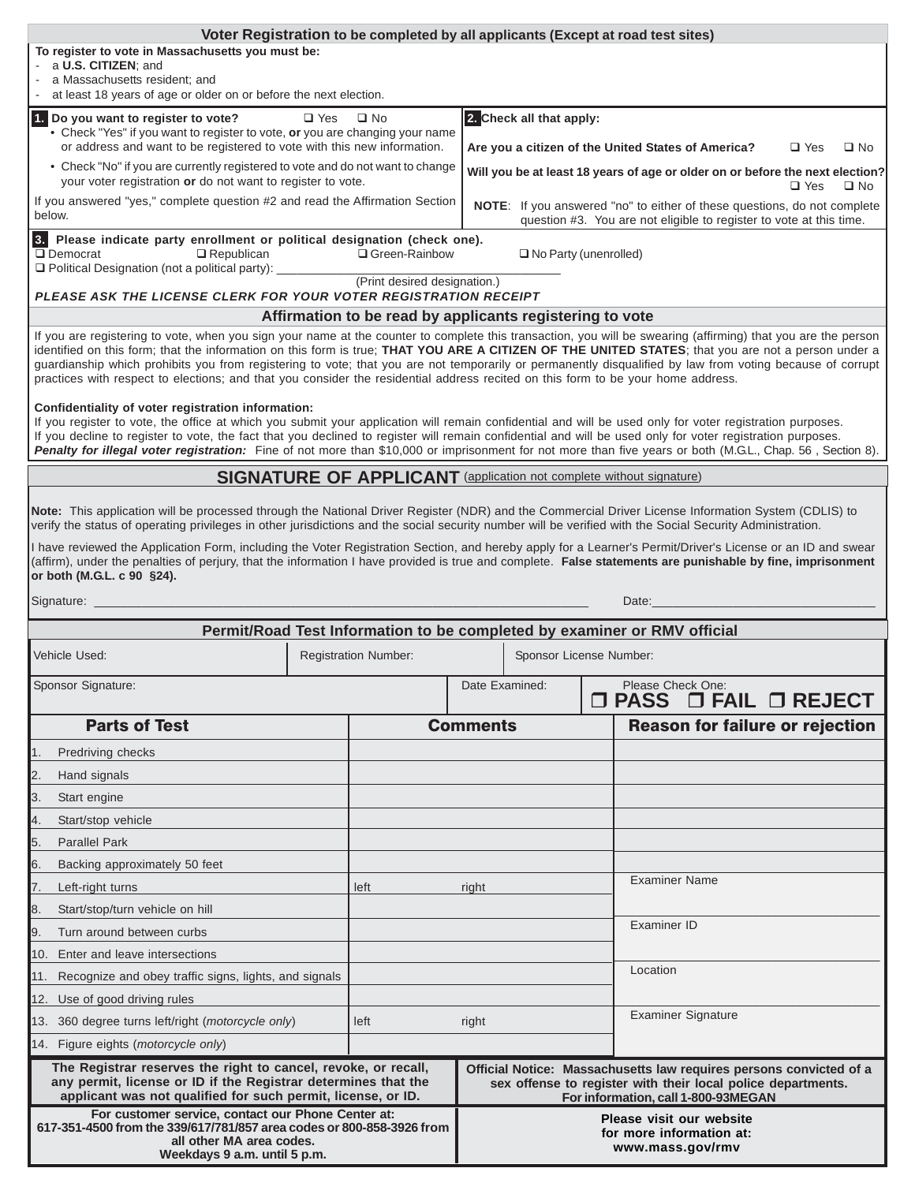## Voter Registration to be completed by all applicants (Except at road test sites)

**To register to vote in Massachusetts you must be:**
- a **U.S. CITIZEN**; and
- a Massachusetts resident; and
- at least 18 years of age or older on or before the next election.

**1. Do you want to register to vote?** ❑ Yes ❑ No
- Check "Yes" if you want to register to vote, **or** you are changing your name or address and want to be registered to vote with this new information.
- Check "No" if you are currently registered to vote and do not want to change your voter registration **or** do not want to register to vote.

If you answered "yes," complete question #2 and read the Affirmation Section below.

**2. Check all that apply:**

**Are you a citizen of the United States of America?** ❑ Yes ❑ No

**Will you be at least 18 years of age or older on or before the next election?** ❑ Yes ❑ No

**NOTE**: If you answered "no" to either of these questions, do not complete question #3. You are not eligible to register to vote at this time.

**3. Please indicate party enrollment or political designation (check one).**
❑ Democrat ❑ Republican ❑ Green-Rainbow ❑ No Party (unenrolled)
❑ Political Designation (not a political party): ______________________________
(Print desired designation.)

***PLEASE ASK THE LICENSE CLERK FOR YOUR VOTER REGISTRATION RECEIPT***

## Affirmation to be read by applicants registering to vote

If you are registering to vote, when you sign your name at the counter to complete this transaction, you will be swearing (affirming) that you are the person identified on this form; that the information on this form is true; **THAT YOU ARE A CITIZEN OF THE UNITED STATES**; that you are not a person under a guardianship which prohibits you from registering to vote; that you are not temporarily or permanently disqualified by law from voting because of corrupt practices with respect to elections; and that you consider the residential address recited on this form to be your home address.

**Confidentiality of voter registration information:**
If you register to vote, the office at which you submit your application will remain confidential and will be used only for voter registration purposes.
If you decline to register to vote, the fact that you declined to register will remain confidential and will be used only for voter registration purposes.
***Penalty for illegal voter registration:*** Fine of not more than $10,000 or imprisonment for not more than five years or both (M.G.L., Chap. 56 , Section 8).

## SIGNATURE OF APPLICANT (application not complete without signature)

**Note:** This application will be processed through the National Driver Register (NDR) and the Commercial Driver License Information System (CDLIS) to verify the status of operating privileges in other jurisdictions and the social security number will be verified with the Social Security Administration.

I have reviewed the Application Form, including the Voter Registration Section, and hereby apply for a Learner's Permit/Driver's License or an ID and swear (affirm), under the penalties of perjury, that the information I have provided is true and complete. **False statements are punishable by fine, imprisonment or both (M.G.L. c 90 §24).**

Signature: ______________________________ Date: ______________________

## Permit/Road Test Information to be completed by examiner or RMV official

| Vehicle Used: | Registration Number: | Sponsor License Number: |
|---|---|---|
| Sponsor Signature: | Date Examined: | Please Check One: ❒ PASS ❒ FAIL ❒ REJECT |

| Parts of Test | Comments | Reason for failure or rejection |
|---|---|---|
| 1. Predriving checks | | |
| 2. Hand signals | | |
| 3. Start engine | | |
| 4. Start/stop vehicle | | |
| 5. Parallel Park | | |
| 6. Backing approximately 50 feet | | |
| 7. Left-right turns | left right | Examiner Name |
| 8. Start/stop/turn vehicle on hill | | |
| 9. Turn around between curbs | | Examiner ID |
| 10. Enter and leave intersections | | |
| 11. Recognize and obey traffic signs, lights, and signals | | Location |
| 12. Use of good driving rules | | |
| 13. 360 degree turns left/right (*motorcycle only*) | left right | Examiner Signature |
| 14. Figure eights (*motorcycle only*) | | |

**The Registrar reserves the right to cancel, revoke, or recall, any permit, license or ID if the Registrar determines that the applicant was not qualified for such permit, license, or ID.**

**Official Notice: Massachusetts law requires persons convicted of a sex offense to register with their local police departments. For information, call 1-800-93MEGAN**

**For customer service, contact our Phone Center at: 617-351-4500 from the 339/617/781/857 area codes or 800-858-3926 from all other MA area codes. Weekdays 9 a.m. until 5 p.m.**

**Please visit our website for more information at: www.mass.gov/rmv**